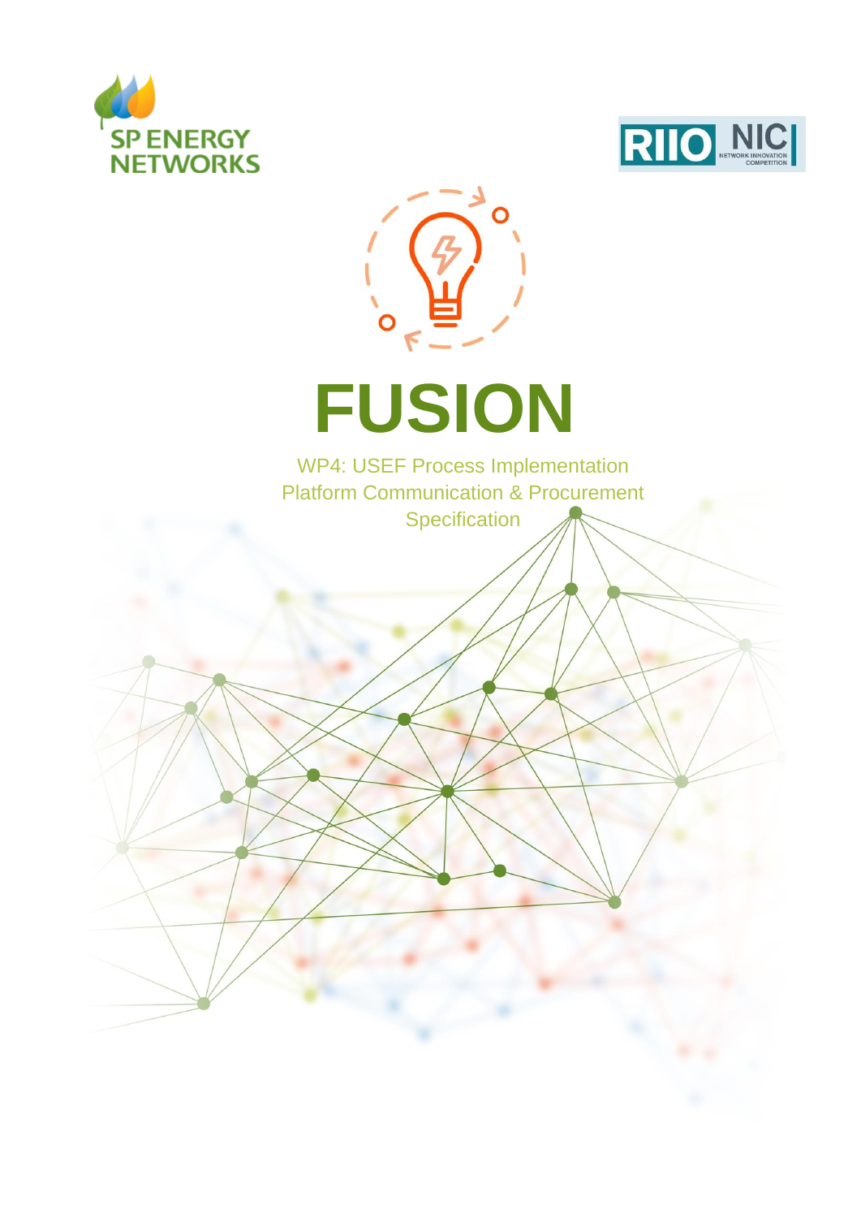SP ENERGY NETWORKS

RIIO NIC NETWORK INNOVATION COMPETITION

# FUSION

WP4: USEF Process Implementation
Platform Communication & Procurement
Specification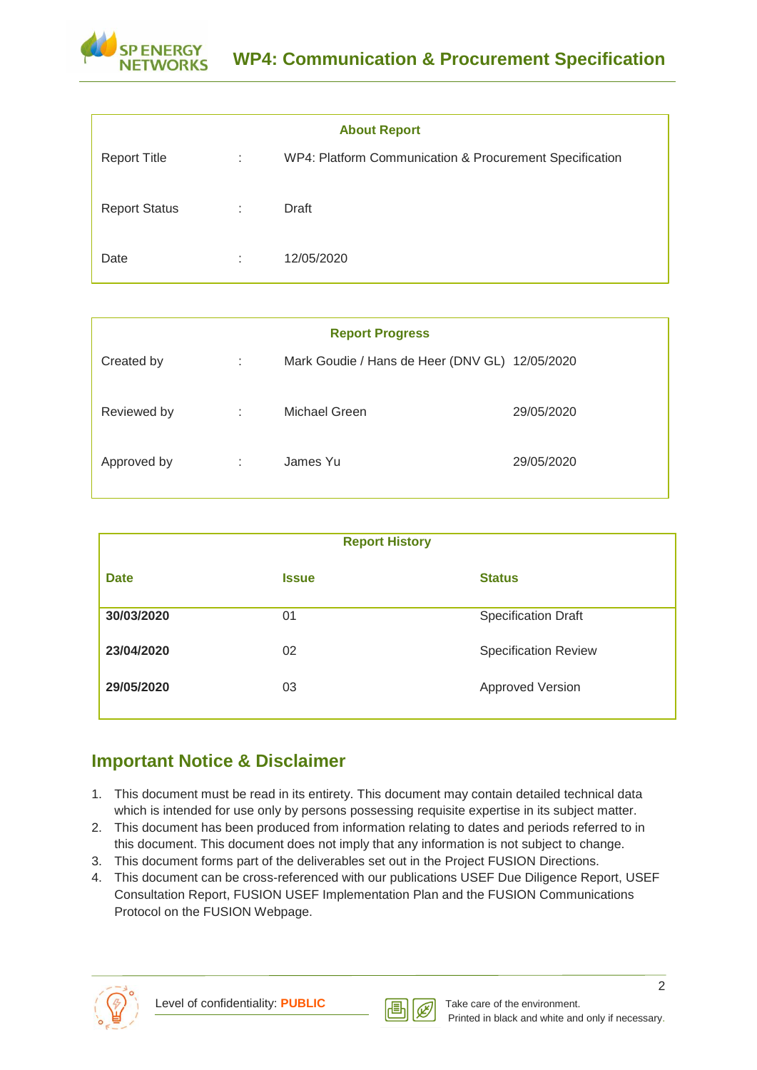| About Report | | |
|---|---|---|
| Report Title | : | WP4: Platform Communication & Procurement Specification |
| Report Status | : | Draft |
| Date | : | 12/05/2020 |

| Report Progress | | | |
|---|---|---|---|
| Created by | : | Mark Goudie / Hans de Heer (DNV GL) | 12/05/2020 |
| Reviewed by | : | Michael Green | 29/05/2020 |
| Approved by | : | James Yu | 29/05/2020 |

| Report History | | |
|---|---|---|
| **Date** | **Issue** | **Status** |
| **30/03/2020** | 01 | Specification Draft |
| **23/04/2020** | 02 | Specification Review |
| **29/05/2020** | 03 | Approved Version |

## Important Notice & Disclaimer

1. This document must be read in its entirety. This document may contain detailed technical data which is intended for use only by persons possessing requisite expertise in its subject matter.
2. This document has been produced from information relating to dates and periods referred to in this document. This document does not imply that any information is not subject to change.
3. This document forms part of the deliverables set out in the Project FUSION Directions.
4. This document can be cross-referenced with our publications USEF Due Diligence Report, USEF Consultation Report, FUSION USEF Implementation Plan and the FUSION Communications Protocol on the FUSION Webpage.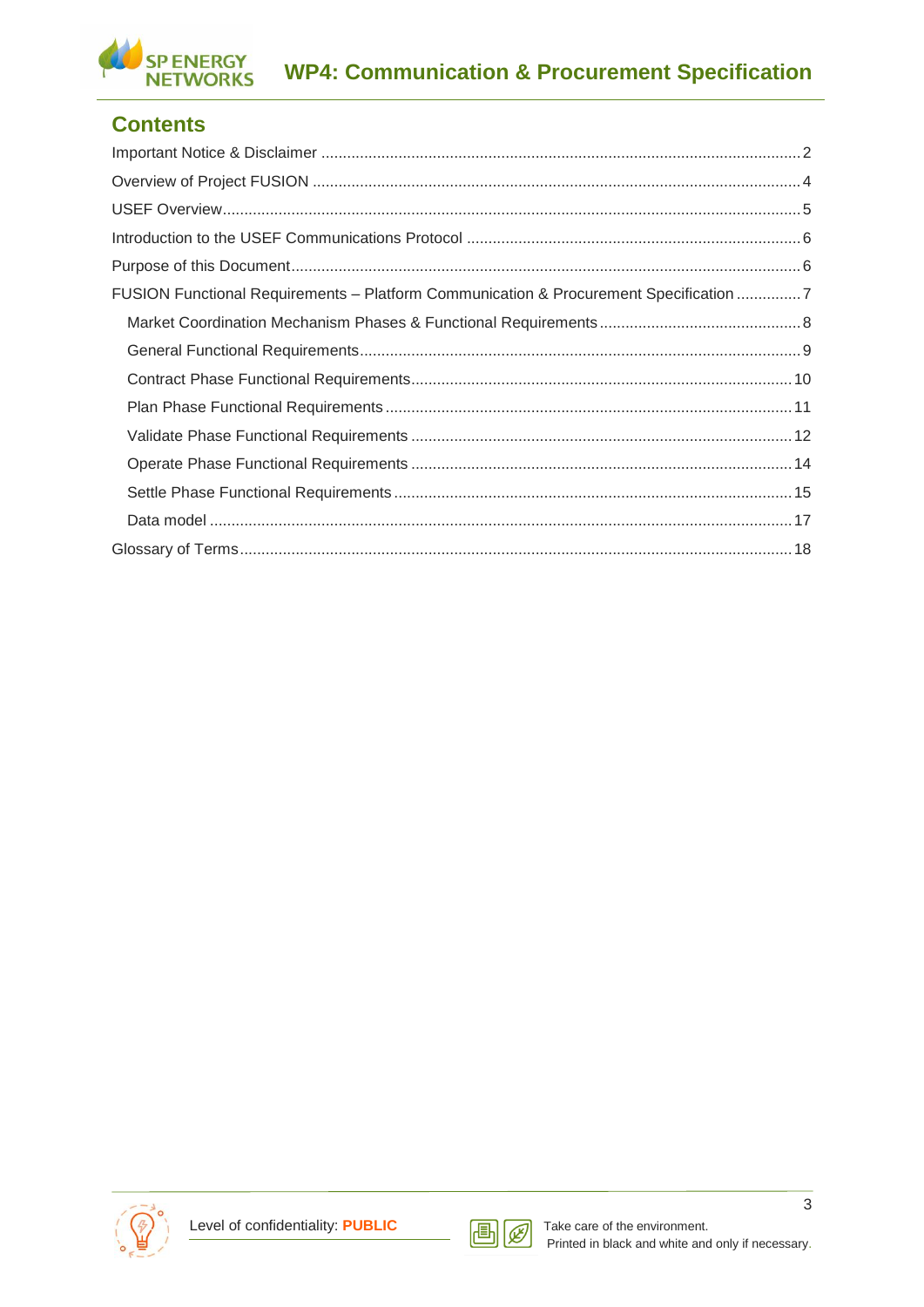# Contents

Important Notice & Disclaimer ........................................................ 2
Overview of Project FUSION ........................................................ 4
USEF Overview ........................................................ 5
Introduction to the USEF Communications Protocol ........................................................ 6
Purpose of this Document ........................................................ 6
FUSION Functional Requirements – Platform Communication & Procurement Specification ........................................................ 7
- Market Coordination Mechanism Phases & Functional Requirements ........................................................ 8
- General Functional Requirements ........................................................ 9
- Contract Phase Functional Requirements ........................................................ 10
- Plan Phase Functional Requirements ........................................................ 11
- Validate Phase Functional Requirements ........................................................ 12
- Operate Phase Functional Requirements ........................................................ 14
- Settle Phase Functional Requirements ........................................................ 15
- Data model ........................................................ 17

Glossary of Terms ........................................................ 18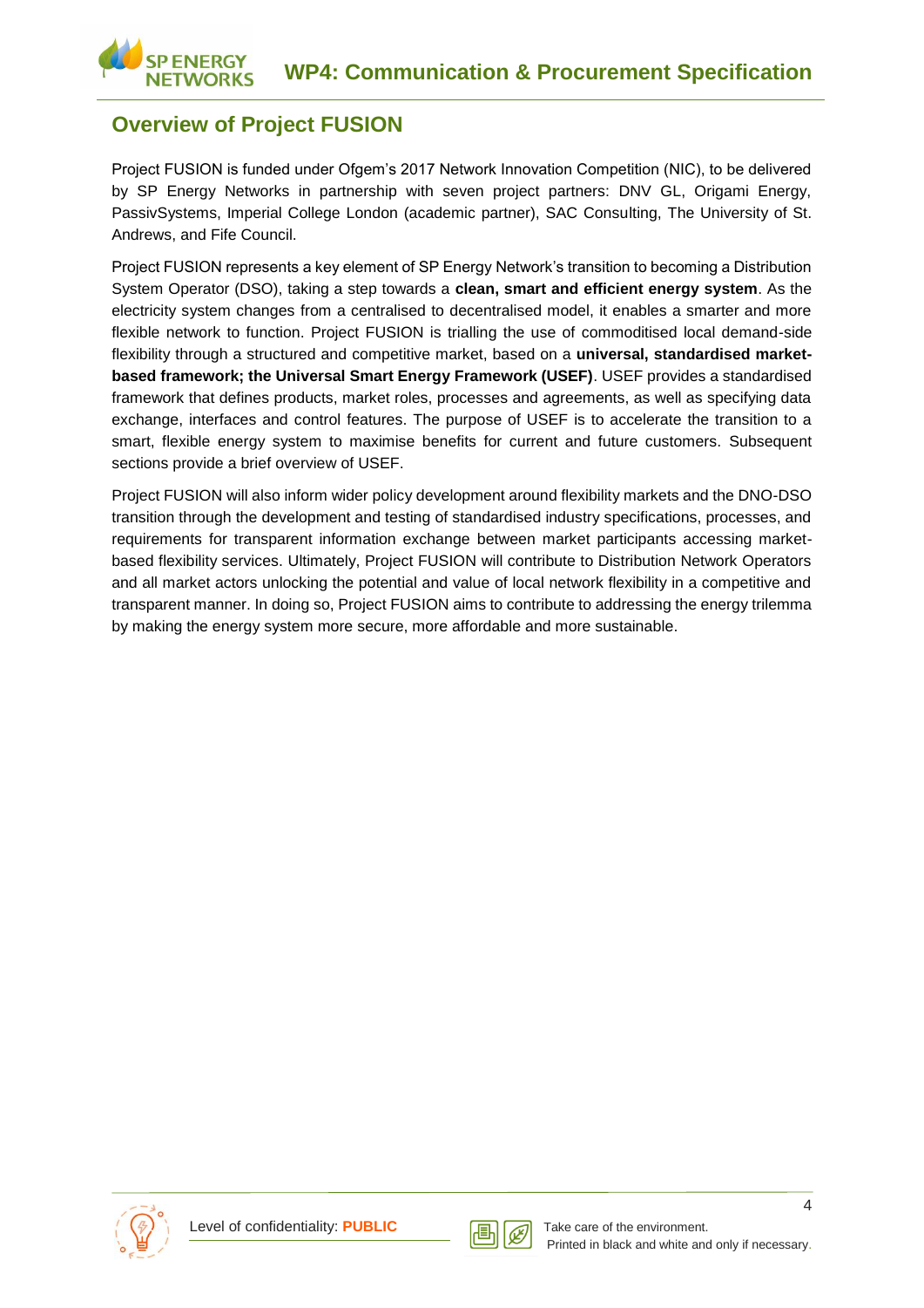## Overview of Project FUSION

Project FUSION is funded under Ofgem's 2017 Network Innovation Competition (NIC), to be delivered by SP Energy Networks in partnership with seven project partners: DNV GL, Origami Energy, PassivSystems, Imperial College London (academic partner), SAC Consulting, The University of St. Andrews, and Fife Council.

Project FUSION represents a key element of SP Energy Network's transition to becoming a Distribution System Operator (DSO), taking a step towards a **clean, smart and efficient energy system**. As the electricity system changes from a centralised to decentralised model, it enables a smarter and more flexible network to function. Project FUSION is trialling the use of commoditised local demand-side flexibility through a structured and competitive market, based on a **universal, standardised market-based framework; the Universal Smart Energy Framework (USEF)**. USEF provides a standardised framework that defines products, market roles, processes and agreements, as well as specifying data exchange, interfaces and control features. The purpose of USEF is to accelerate the transition to a smart, flexible energy system to maximise benefits for current and future customers. Subsequent sections provide a brief overview of USEF.

Project FUSION will also inform wider policy development around flexibility markets and the DNO-DSO transition through the development and testing of standardised industry specifications, processes, and requirements for transparent information exchange between market participants accessing market-based flexibility services. Ultimately, Project FUSION will contribute to Distribution Network Operators and all market actors unlocking the potential and value of local network flexibility in a competitive and transparent manner. In doing so, Project FUSION aims to contribute to addressing the energy trilemma by making the energy system more secure, more affordable and more sustainable.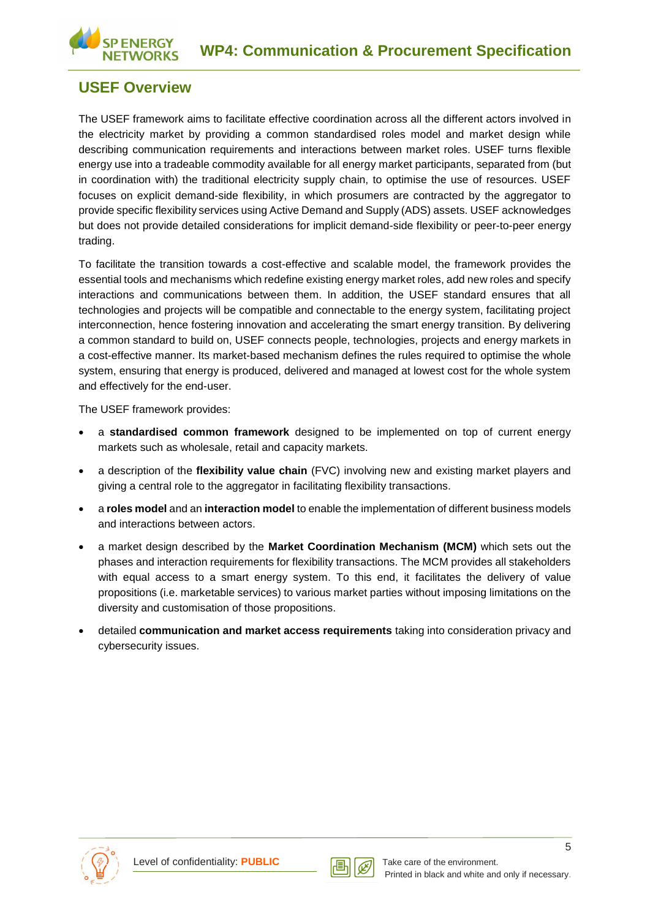## USEF Overview

The USEF framework aims to facilitate effective coordination across all the different actors involved in the electricity market by providing a common standardised roles model and market design while describing communication requirements and interactions between market roles. USEF turns flexible energy use into a tradeable commodity available for all energy market participants, separated from (but in coordination with) the traditional electricity supply chain, to optimise the use of resources. USEF focuses on explicit demand-side flexibility, in which prosumers are contracted by the aggregator to provide specific flexibility services using Active Demand and Supply (ADS) assets. USEF acknowledges but does not provide detailed considerations for implicit demand-side flexibility or peer-to-peer energy trading.

To facilitate the transition towards a cost-effective and scalable model, the framework provides the essential tools and mechanisms which redefine existing energy market roles, add new roles and specify interactions and communications between them. In addition, the USEF standard ensures that all technologies and projects will be compatible and connectable to the energy system, facilitating project interconnection, hence fostering innovation and accelerating the smart energy transition. By delivering a common standard to build on, USEF connects people, technologies, projects and energy markets in a cost-effective manner. Its market-based mechanism defines the rules required to optimise the whole system, ensuring that energy is produced, delivered and managed at lowest cost for the whole system and effectively for the end-user.

The USEF framework provides:

- a **standardised common framework** designed to be implemented on top of current energy markets such as wholesale, retail and capacity markets.
- a description of the **flexibility value chain** (FVC) involving new and existing market players and giving a central role to the aggregator in facilitating flexibility transactions.
- a **roles model** and an **interaction model** to enable the implementation of different business models and interactions between actors.
- a market design described by the **Market Coordination Mechanism (MCM)** which sets out the phases and interaction requirements for flexibility transactions. The MCM provides all stakeholders with equal access to a smart energy system. To this end, it facilitates the delivery of value propositions (i.e. marketable services) to various market parties without imposing limitations on the diversity and customisation of those propositions.
- detailed **communication and market access requirements** taking into consideration privacy and cybersecurity issues.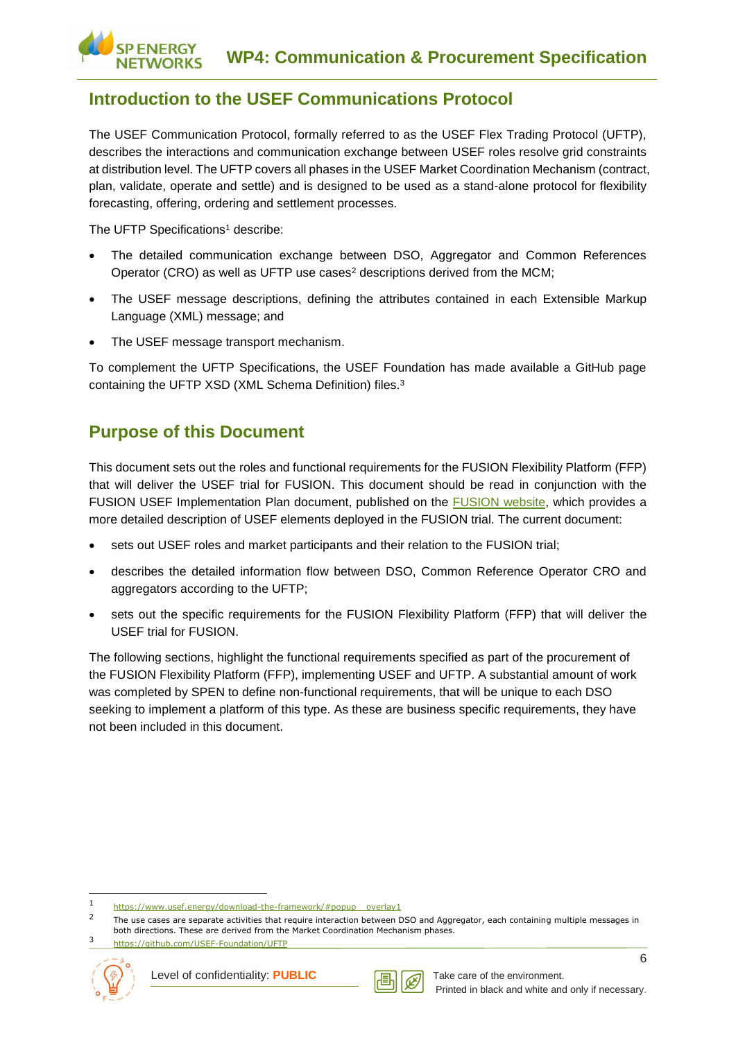## Introduction to the USEF Communications Protocol

The USEF Communication Protocol, formally referred to as the USEF Flex Trading Protocol (UFTP), describes the interactions and communication exchange between USEF roles resolve grid constraints at distribution level. The UFTP covers all phases in the USEF Market Coordination Mechanism (contract, plan, validate, operate and settle) and is designed to be used as a stand-alone protocol for flexibility forecasting, offering, ordering and settlement processes.

The UFTP Specifications[1] describe:

- The detailed communication exchange between DSO, Aggregator and Common References Operator (CRO) as well as UFTP use cases[2] descriptions derived from the MCM;
- The USEF message descriptions, defining the attributes contained in each Extensible Markup Language (XML) message; and
- The USEF message transport mechanism.

To complement the UFTP Specifications, the USEF Foundation has made available a GitHub page containing the UFTP XSD (XML Schema Definition) files.[3]

## Purpose of this Document

This document sets out the roles and functional requirements for the FUSION Flexibility Platform (FFP) that will deliver the USEF trial for FUSION. This document should be read in conjunction with the FUSION USEF Implementation Plan document, published on the FUSION website, which provides a more detailed description of USEF elements deployed in the FUSION trial. The current document:

- sets out USEF roles and market participants and their relation to the FUSION trial;
- describes the detailed information flow between DSO, Common Reference Operator CRO and aggregators according to the UFTP;
- sets out the specific requirements for the FUSION Flexibility Platform (FFP) that will deliver the USEF trial for FUSION.

The following sections, highlight the functional requirements specified as part of the procurement of the FUSION Flexibility Platform (FFP), implementing USEF and UFTP. A substantial amount of work was completed by SPEN to define non-functional requirements, that will be unique to each DSO seeking to implement a platform of this type. As these are business specific requirements, they have not been included in this document.

---

[1] https://www.usef.energy/download-the-framework/#popup__overlay1

[2] The use cases are separate activities that require interaction between DSO and Aggregator, each containing multiple messages in both directions. These are derived from the Market Coordination Mechanism phases.

[3] https://github.com/USEF-Foundation/UFTP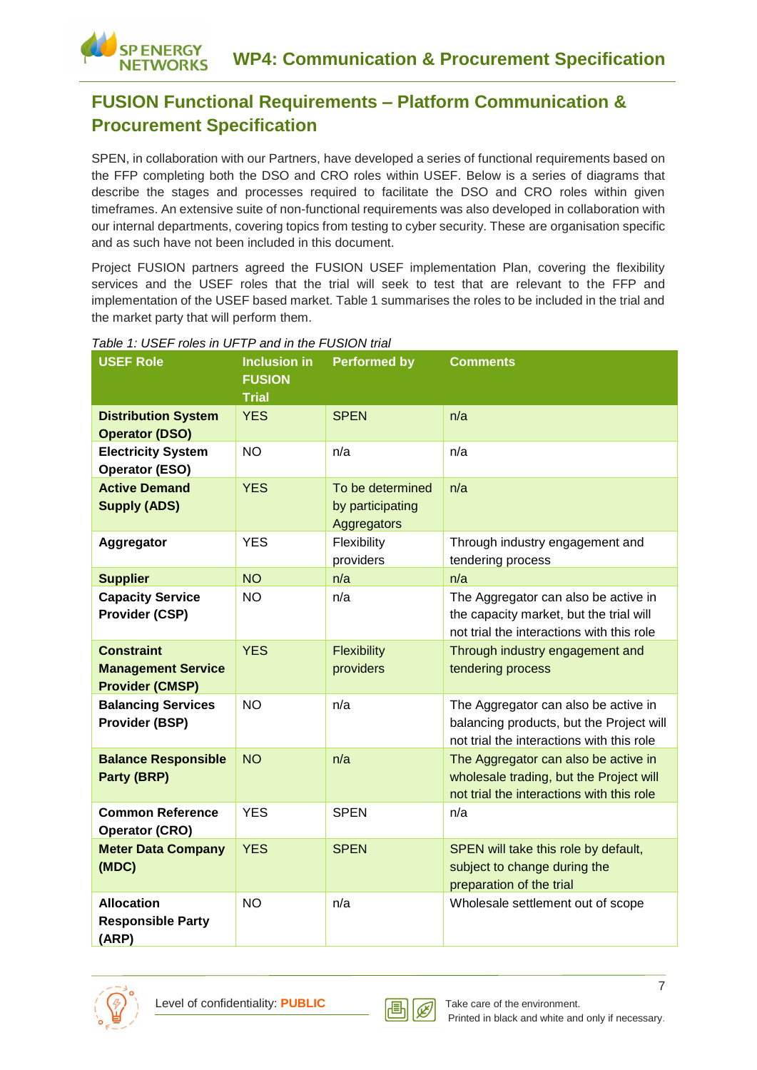## FUSION Functional Requirements – Platform Communication & Procurement Specification

SPEN, in collaboration with our Partners, have developed a series of functional requirements based on the FFP completing both the DSO and CRO roles within USEF. Below is a series of diagrams that describe the stages and processes required to facilitate the DSO and CRO roles within given timeframes. An extensive suite of non-functional requirements was also developed in collaboration with our internal departments, covering topics from testing to cyber security. These are organisation specific and as such have not been included in this document.

Project FUSION partners agreed the FUSION USEF implementation Plan, covering the flexibility services and the USEF roles that the trial will seek to test that are relevant to the FFP and implementation of the USEF based market. Table 1 summarises the roles to be included in the trial and the market party that will perform them.

*Table 1: USEF roles in UFTP and in the FUSION trial*

| USEF Role | Inclusion in FUSION Trial | Performed by | Comments |
|---|---|---|---|
| **Distribution System Operator (DSO)** | YES | SPEN | n/a |
| **Electricity System Operator (ESO)** | NO | n/a | n/a |
| **Active Demand Supply (ADS)** | YES | To be determined by participating Aggregators | n/a |
| **Aggregator** | YES | Flexibility providers | Through industry engagement and tendering process |
| **Supplier** | NO | n/a | n/a |
| **Capacity Service Provider (CSP)** | NO | n/a | The Aggregator can also be active in the capacity market, but the trial will not trial the interactions with this role |
| **Constraint Management Service Provider (CMSP)** | YES | Flexibility providers | Through industry engagement and tendering process |
| **Balancing Services Provider (BSP)** | NO | n/a | The Aggregator can also be active in balancing products, but the Project will not trial the interactions with this role |
| **Balance Responsible Party (BRP)** | NO | n/a | The Aggregator can also be active in wholesale trading, but the Project will not trial the interactions with this role |
| **Common Reference Operator (CRO)** | YES | SPEN | n/a |
| **Meter Data Company (MDC)** | YES | SPEN | SPEN will take this role by default, subject to change during the preparation of the trial |
| **Allocation Responsible Party (ARP)** | NO | n/a | Wholesale settlement out of scope |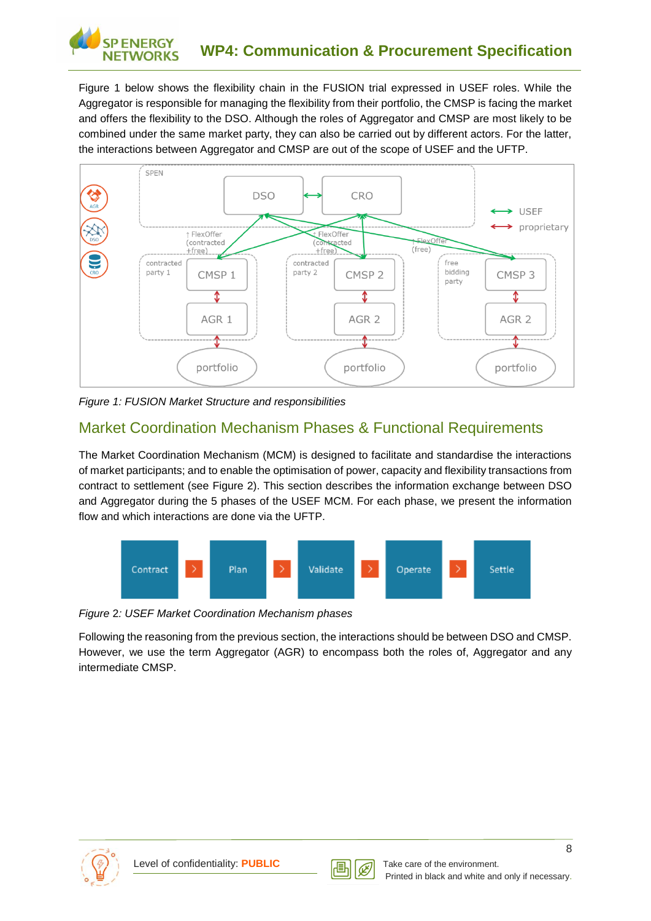Figure 1 below shows the flexibility chain in the FUSION trial expressed in USEF roles. While the Aggregator is responsible for managing the flexibility from their portfolio, the CMSP is facing the market and offers the flexibility to the DSO. Although the roles of Aggregator and CMSP are most likely to be combined under the same market party, they can also be carried out by different actors. For the latter, the interactions between Aggregator and CMSP are out of the scope of USEF and the UFTP.

*Figure 1: FUSION Market Structure and responsibilities*

## Market Coordination Mechanism Phases & Functional Requirements

The Market Coordination Mechanism (MCM) is designed to facilitate and standardise the interactions of market participants; and to enable the optimisation of power, capacity and flexibility transactions from contract to settlement (see Figure 2). This section describes the information exchange between DSO and Aggregator during the 5 phases of the USEF MCM. For each phase, we present the information flow and which interactions are done via the UFTP.

*Figure 2: USEF Market Coordination Mechanism phases*

Following the reasoning from the previous section, the interactions should be between DSO and CMSP. However, we use the term Aggregator (AGR) to encompass both the roles of, Aggregator and any intermediate CMSP.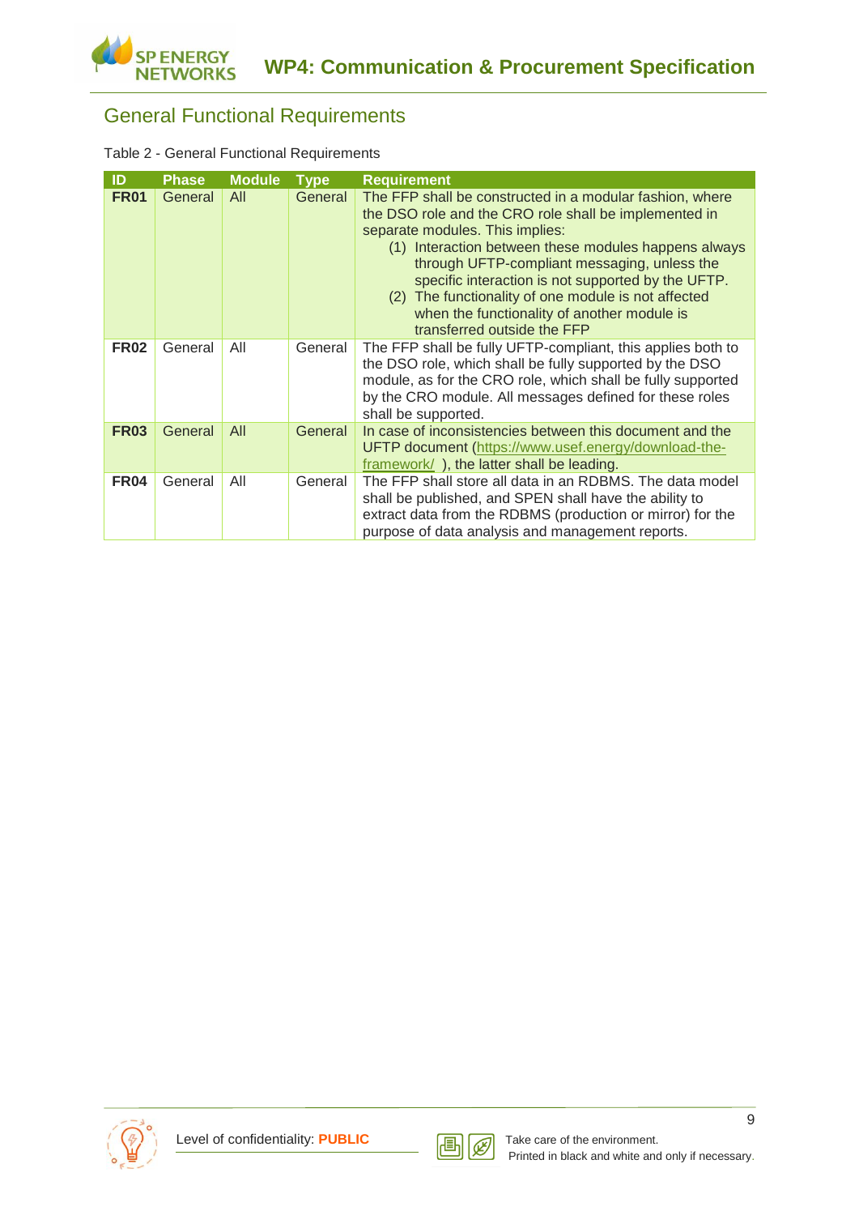## General Functional Requirements

Table 2 - General Functional Requirements

| ID | Phase | Module | Type | Requirement |
|---|---|---|---|---|
| **FR01** | General | All | General | The FFP shall be constructed in a modular fashion, where the DSO role and the CRO role shall be implemented in separate modules. This implies: (1) Interaction between these modules happens always through UFTP-compliant messaging, unless the specific interaction is not supported by the UFTP. (2) The functionality of one module is not affected when the functionality of another module is transferred outside the FFP |
| **FR02** | General | All | General | The FFP shall be fully UFTP-compliant, this applies both to the DSO role, which shall be fully supported by the DSO module, as for the CRO role, which shall be fully supported by the CRO module. All messages defined for these roles shall be supported. |
| **FR03** | General | All | General | In case of inconsistencies between this document and the UFTP document (https://www.usef.energy/download-the-framework/ ), the latter shall be leading. |
| **FR04** | General | All | General | The FFP shall store all data in an RDBMS. The data model shall be published, and SPEN shall have the ability to extract data from the RDBMS (production or mirror) for the purpose of data analysis and management reports. |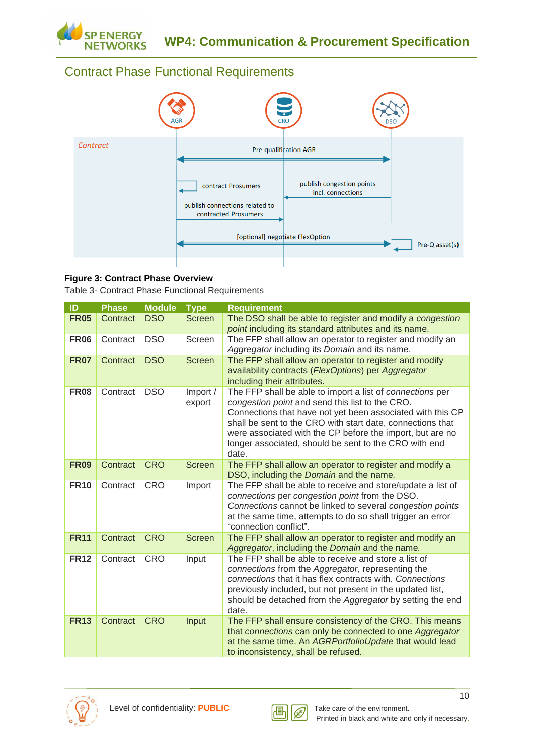## Contract Phase Functional Requirements

**Figure 3: Contract Phase Overview**

Table 3- Contract Phase Functional Requirements

| ID | Phase | Module | Type | Requirement |
|---|---|---|---|---|
| **FR05** | Contract | DSO | Screen | The DSO shall be able to register and modify a *congestion point* including its standard attributes and its name. |
| **FR06** | Contract | DSO | Screen | The FFP shall allow an operator to register and modify an *Aggregator* including its *Domain* and its name. |
| **FR07** | Contract | DSO | Screen | The FFP shall allow an operator to register and modify availability contracts (*FlexOptions*) per *Aggregator* including their attributes. |
| **FR08** | Contract | DSO | Import / export | The FFP shall be able to import a list of *connections* per *congestion point* and send this list to the CRO. Connections that have not yet been associated with this CP shall be sent to the CRO with start date, connections that were associated with the CP before the import, but are no longer associated, should be sent to the CRO with end date. |
| **FR09** | Contract | CRO | Screen | The FFP shall allow an operator to register and modify a DSO, including the *Domain* and the name. |
| **FR10** | Contract | CRO | Import | The FFP shall be able to receive and store/update a list of *connections* per *congestion point* from the DSO. *Connections* cannot be linked to several *congestion points* at the same time, attempts to do so shall trigger an error "connection conflict". |
| **FR11** | Contract | CRO | Screen | The FFP shall allow an operator to register and modify an *Aggregator*, including the *Domain* and the name. |
| **FR12** | Contract | CRO | Input | The FFP shall be able to receive and store a list of *connections* from the *Aggregator*, representing the *connections* that it has flex contracts with. *Connections* previously included, but not present in the updated list, should be detached from the *Aggregator* by setting the end date. |
| **FR13** | Contract | CRO | Input | The FFP shall ensure consistency of the CRO. This means that *connections* can only be connected to one *Aggregator* at the same time. An *AGRPortfolioUpdate* that would lead to inconsistency, shall be refused. |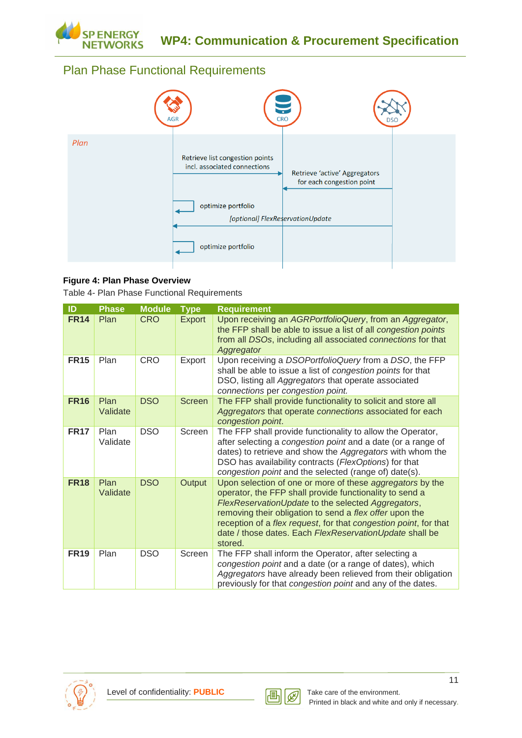## Plan Phase Functional Requirements

AGR CRO DSO

Plan

Retrieve list congestion points incl. associated connections

Retrieve 'active' Aggregators for each congestion point

optimize portfolio

[optional] FlexReservationUpdate

optimize portfolio

**Figure 4: Plan Phase Overview**

Table 4- Plan Phase Functional Requirements

| ID | Phase | Module | Type | Requirement |
|---|---|---|---|---|
| **FR14** | Plan | CRO | Export | Upon receiving an *AGRPortfolioQuery*, from an *Aggregator*, the FFP shall be able to issue a list of all *congestion points* from all *DSOs*, including all associated *connections* for that *Aggregator* |
| **FR15** | Plan | CRO | Export | Upon receiving a *DSOPortfolioQuery* from a *DSO*, the FFP shall be able to issue a list of *congestion points* for that DSO, listing all *Aggregators* that operate associated *connections* per *congestion point.* |
| **FR16** | Plan Validate | DSO | Screen | The FFP shall provide functionality to solicit and store all *Aggregators* that operate *connections* associated for each *congestion point*. |
| **FR17** | Plan Validate | DSO | Screen | The FFP shall provide functionality to allow the Operator, after selecting a *congestion point* and a date (or a range of dates) to retrieve and show the *Aggregators* with whom the DSO has availability contracts (*FlexOptions*) for that *congestion point* and the selected (range of) date(s). |
| **FR18** | Plan Validate | DSO | Output | Upon selection of one or more of these *aggregators* by the operator, the FFP shall provide functionality to send a *FlexReservationUpdate* to the selected *Aggregators*, removing their obligation to send a *flex offer* upon the reception of a *flex request*, for that *congestion point*, for that date / those dates. Each *FlexReservationUpdate* shall be stored. |
| **FR19** | Plan | DSO | Screen | The FFP shall inform the Operator, after selecting a *congestion point* and a date (or a range of dates), which *Aggregators* have already been relieved from their obligation previously for that *congestion point* and any of the dates. |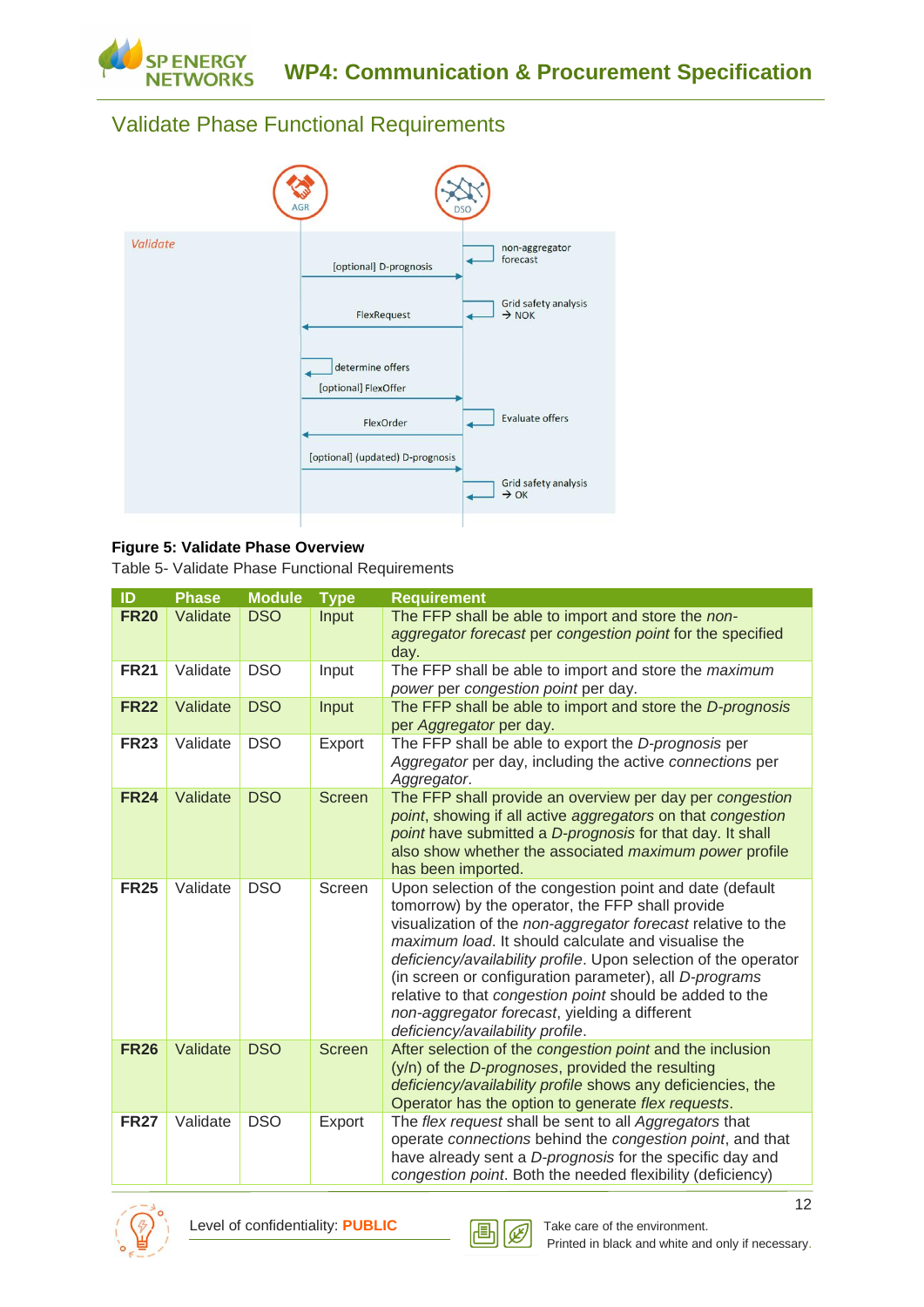## Validate Phase Functional Requirements

**Figure 5: Validate Phase Overview**

Table 5- Validate Phase Functional Requirements

| ID | Phase | Module | Type | Requirement |
|---|---|---|---|---|
| **FR20** | Validate | DSO | Input | The FFP shall be able to import and store the *non-aggregator forecast* per *congestion point* for the specified day. |
| **FR21** | Validate | DSO | Input | The FFP shall be able to import and store the *maximum power* per *congestion point* per day. |
| **FR22** | Validate | DSO | Input | The FFP shall be able to import and store the *D-prognosis* per *Aggregator* per day. |
| **FR23** | Validate | DSO | Export | The FFP shall be able to export the *D-prognosis* per *Aggregator* per day, including the active *connections* per *Aggregator*. |
| **FR24** | Validate | DSO | Screen | The FFP shall provide an overview per day per *congestion point*, showing if all active *aggregators* on that *congestion point* have submitted a *D-prognosis* for that day. It shall also show whether the associated *maximum power* profile has been imported. |
| **FR25** | Validate | DSO | Screen | Upon selection of the congestion point and date (default tomorrow) by the operator, the FFP shall provide visualization of the *non-aggregator forecast* relative to the *maximum load*. It should calculate and visualise the *deficiency/availability profile*. Upon selection of the operator (in screen or configuration parameter), all *D-programs* relative to that *congestion point* should be added to the *non-aggregator forecast*, yielding a different *deficiency/availability profile*. |
| **FR26** | Validate | DSO | Screen | After selection of the *congestion point* and the inclusion (y/n) of the *D-prognoses*, provided the resulting *deficiency/availability profile* shows any deficiencies, the Operator has the option to generate *flex requests*. |
| **FR27** | Validate | DSO | Export | The *flex request* shall be sent to all *Aggregators* that operate *connections* behind the *congestion point*, and that have already sent a *D-prognosis* for the specific day and *congestion point*. Both the needed flexibility (deficiency) |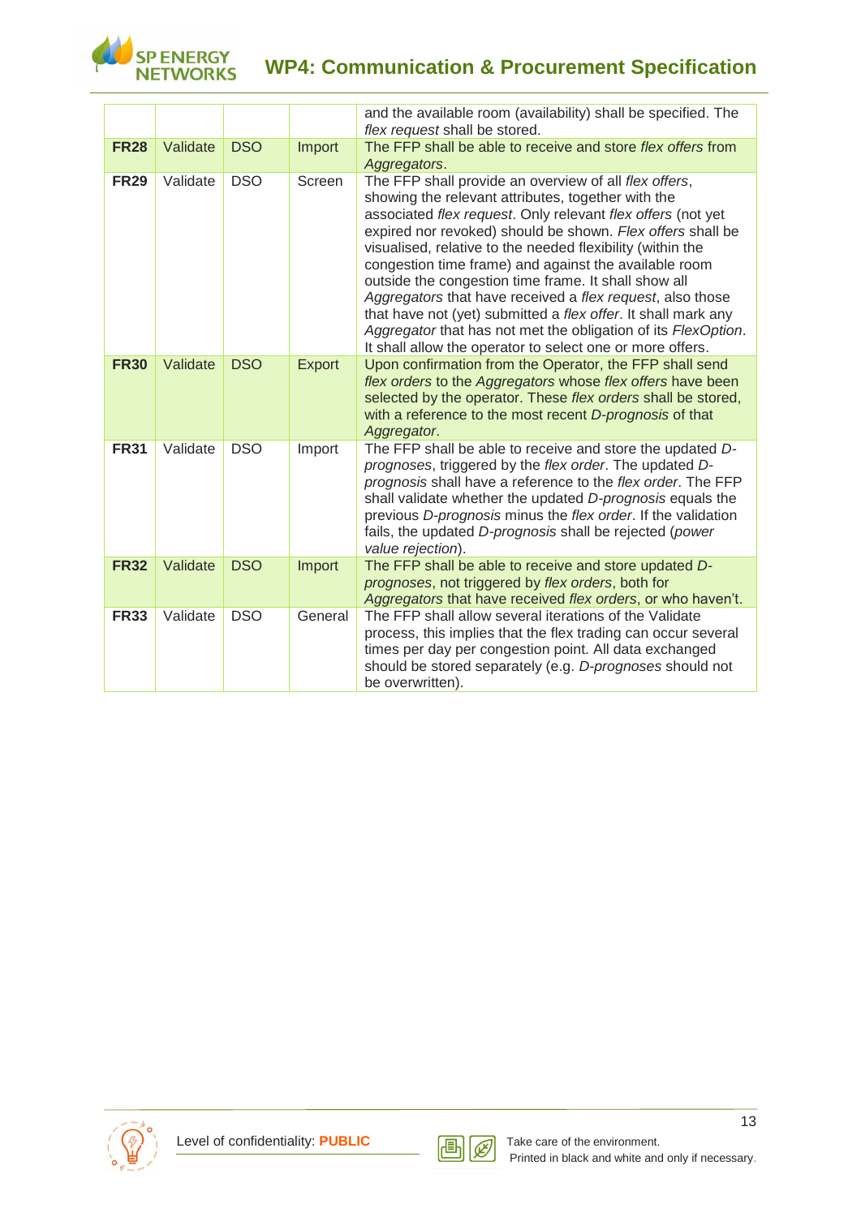|  |  |  |  | and the available room (availability) shall be specified. The *flex request* shall be stored. |
|---|---|---|---|---|
| **FR28** | Validate | DSO | Import | The FFP shall be able to receive and store *flex offers* from *Aggregators*. |
| **FR29** | Validate | DSO | Screen | The FFP shall provide an overview of all *flex offers*, showing the relevant attributes, together with the associated *flex request*. Only relevant *flex offers* (not yet expired nor revoked) should be shown. *Flex offers* shall be visualised, relative to the needed flexibility (within the congestion time frame) and against the available room outside the congestion time frame. It shall show all *Aggregators* that have received a *flex request*, also those that have not (yet) submitted a *flex offer*. It shall mark any *Aggregator* that has not met the obligation of its *FlexOption*. It shall allow the operator to select one or more offers. |
| **FR30** | Validate | DSO | Export | Upon confirmation from the Operator, the FFP shall send *flex orders* to the *Aggregators* whose *flex offers* have been selected by the operator. These *flex orders* shall be stored, with a reference to the most recent *D-prognosis* of that *Aggregator*. |
| **FR31** | Validate | DSO | Import | The FFP shall be able to receive and store the updated *D-prognoses*, triggered by the *flex order*. The updated *D-prognosis* shall have a reference to the *flex order*. The FFP shall validate whether the updated *D-prognosis* equals the previous *D-prognosis* minus the *flex order*. If the validation fails, the updated *D-prognosis* shall be rejected (*power value rejection*). |
| **FR32** | Validate | DSO | Import | The FFP shall be able to receive and store updated *D-prognoses*, not triggered by *flex orders*, both for *Aggregators* that have received *flex orders*, or who haven't. |
| **FR33** | Validate | DSO | General | The FFP shall allow several iterations of the Validate process, this implies that the flex trading can occur several times per day per congestion point. All data exchanged should be stored separately (e.g. *D-prognoses* should not be overwritten). |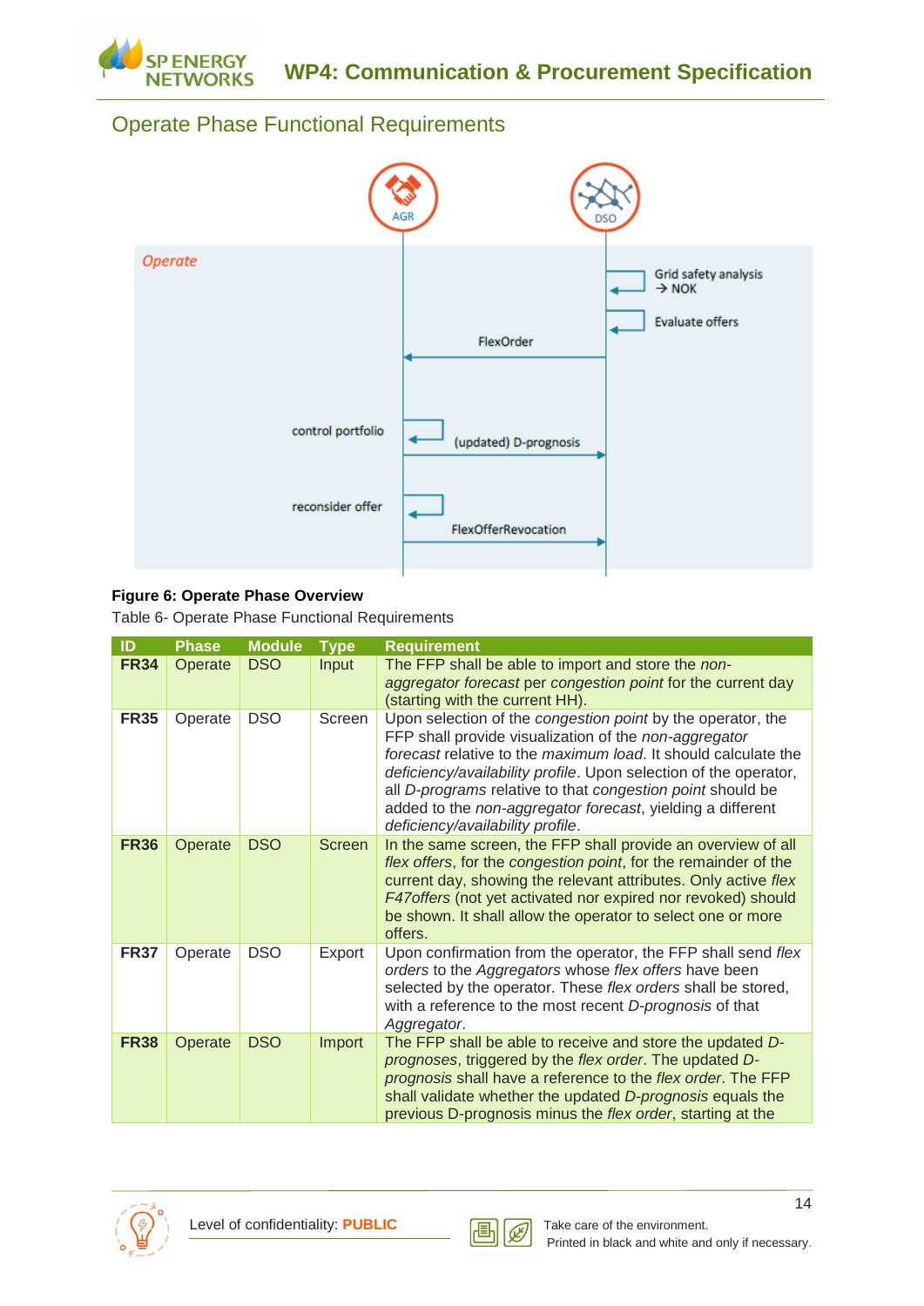## Operate Phase Functional Requirements

**Figure 6: Operate Phase Overview**

Table 6- Operate Phase Functional Requirements

| ID | Phase | Module | Type | Requirement |
|---|---|---|---|---|
| **FR34** | Operate | DSO | Input | The FFP shall be able to import and store the *non-aggregator forecast* per *congestion point* for the current day (starting with the current HH). |
| **FR35** | Operate | DSO | Screen | Upon selection of the *congestion point* by the operator, the FFP shall provide visualization of the *non-aggregator forecast* relative to the *maximum load*. It should calculate the *deficiency/availability profile*. Upon selection of the operator, all *D-programs* relative to that *congestion point* should be added to the *non-aggregator forecast*, yielding a different *deficiency/availability profile*. |
| **FR36** | Operate | DSO | Screen | In the same screen, the FFP shall provide an overview of all *flex offers*, for the *congestion point*, for the remainder of the current day, showing the relevant attributes. Only active *flex F47offers* (not yet activated nor expired nor revoked) should be shown. It shall allow the operator to select one or more offers. |
| **FR37** | Operate | DSO | Export | Upon confirmation from the operator, the FFP shall send *flex orders* to the *Aggregators* whose *flex offers* have been selected by the operator. These *flex orders* shall be stored, with a reference to the most recent *D-prognosis* of that *Aggregator*. |
| **FR38** | Operate | DSO | Import | The FFP shall be able to receive and store the updated *D-prognoses*, triggered by the *flex order*. The updated *D-prognosis* shall have a reference to the *flex order*. The FFP shall validate whether the updated *D-prognosis* equals the previous D-prognosis minus the *flex order*, starting at the |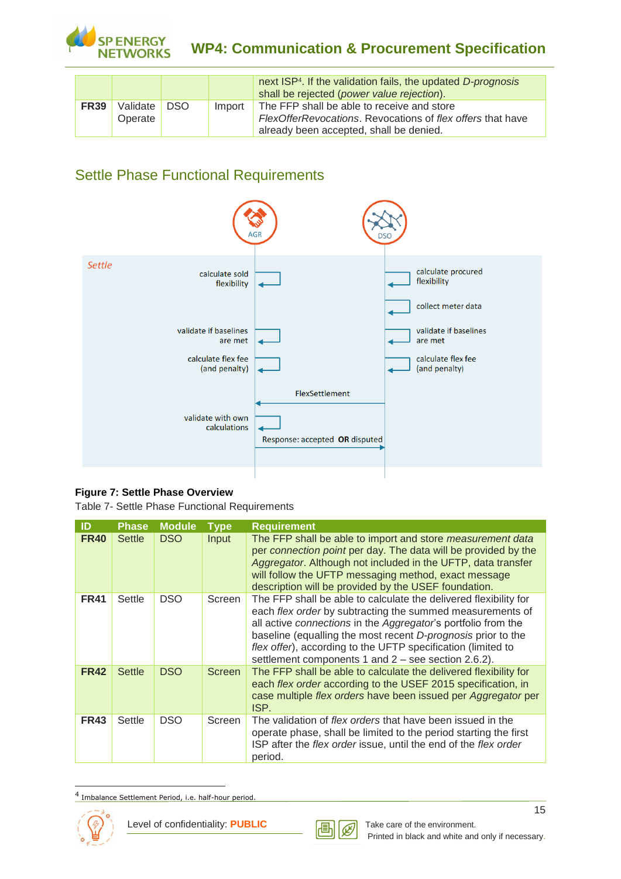| | | | | next ISP[4]. If the validation fails, the updated *D-prognosis* shall be rejected (*power value rejection*). |
|---|---|---|---|---|
| **FR39** | Validate Operate | DSO | Import | The FFP shall be able to receive and store *FlexOfferRevocations*. Revocations of *flex offers* that have already been accepted, shall be denied. |

## Settle Phase Functional Requirements

**Figure 7: Settle Phase Overview**

Table 7- Settle Phase Functional Requirements

| ID | Phase | Module | Type | Requirement |
|---|---|---|---|---|
| **FR40** | Settle | DSO | Input | The FFP shall be able to import and store *measurement data* per *connection point* per day. The data will be provided by the *Aggregator*. Although not included in the UFTP, data transfer will follow the UFTP messaging method, exact message description will be provided by the USEF foundation. |
| **FR41** | Settle | DSO | Screen | The FFP shall be able to calculate the delivered flexibility for each *flex order* by subtracting the summed measurements of all active *connections* in the *Aggregator*'s portfolio from the baseline (equalling the most recent *D-prognosis* prior to the *flex offer*), according to the UFTP specification (limited to settlement components 1 and 2 – see section 2.6.2). |
| **FR42** | Settle | DSO | Screen | The FFP shall be able to calculate the delivered flexibility for each *flex order* according to the USEF 2015 specification, in case multiple *flex orders* have been issued per *Aggregator* per ISP. |
| **FR43** | Settle | DSO | Screen | The validation of *flex orders* that have been issued in the operate phase, shall be limited to the period starting the first ISP after the *flex order* issue, until the end of the *flex order* period. |

[4] Imbalance Settlement Period, i.e. half-hour period.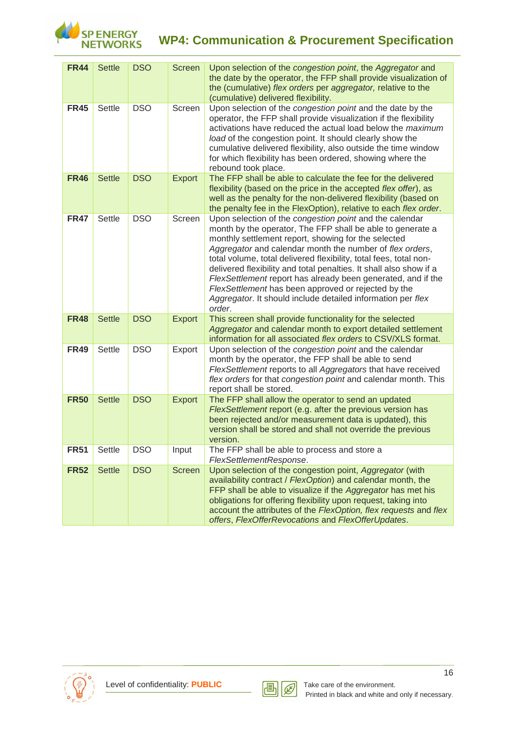| | | | | |
|---|---|---|---|---|
| **FR44** | Settle | DSO | Screen | Upon selection of the *congestion point*, the *Aggregator* and the date by the operator, the FFP shall provide visualization of the (cumulative) *flex orders* per *aggregator,* relative to the (cumulative) delivered flexibility. |
| **FR45** | Settle | DSO | Screen | Upon selection of the *congestion point* and the date by the operator, the FFP shall provide visualization if the flexibility activations have reduced the actual load below the *maximum load* of the congestion point. It should clearly show the cumulative delivered flexibility, also outside the time window for which flexibility has been ordered, showing where the rebound took place. |
| **FR46** | Settle | DSO | Export | The FFP shall be able to calculate the fee for the delivered flexibility (based on the price in the accepted *flex offer*), as well as the penalty for the non-delivered flexibility (based on the penalty fee in the FlexOption), relative to each *flex order*. |
| **FR47** | Settle | DSO | Screen | Upon selection of the *congestion point* and the calendar month by the operator, The FFP shall be able to generate a monthly settlement report, showing for the selected *Aggregator* and calendar month the number of *flex orders*, total volume, total delivered flexibility, total fees, total non-delivered flexibility and total penalties. It shall also show if a *FlexSettlement* report has already been generated, and if the *FlexSettlement* has been approved or rejected by the *Aggregator*. It should include detailed information per *flex order*. |
| **FR48** | Settle | DSO | Export | This screen shall provide functionality for the selected *Aggregator* and calendar month to export detailed settlement information for all associated *flex orders* to CSV/XLS format. |
| **FR49** | Settle | DSO | Export | Upon selection of the *congestion point* and the calendar month by the operator, the FFP shall be able to send *FlexSettlement* reports to all *Aggregators* that have received *flex orders* for that *congestion point* and calendar month. This report shall be stored. |
| **FR50** | Settle | DSO | Export | The FFP shall allow the operator to send an updated *FlexSettlement* report (e.g. after the previous version has been rejected and/or measurement data is updated), this version shall be stored and shall not override the previous version. |
| **FR51** | Settle | DSO | Input | The FFP shall be able to process and store a *FlexSettlementResponse*. |
| **FR52** | Settle | DSO | Screen | Upon selection of the congestion point, *Aggregator* (with availability contract / *FlexOption*) and calendar month, the FFP shall be able to visualize if the *Aggregator* has met his obligations for offering flexibility upon request, taking into account the attributes of the *FlexOption, flex requests* and *flex offers*, *FlexOfferRevocations* and *FlexOfferUpdates*. |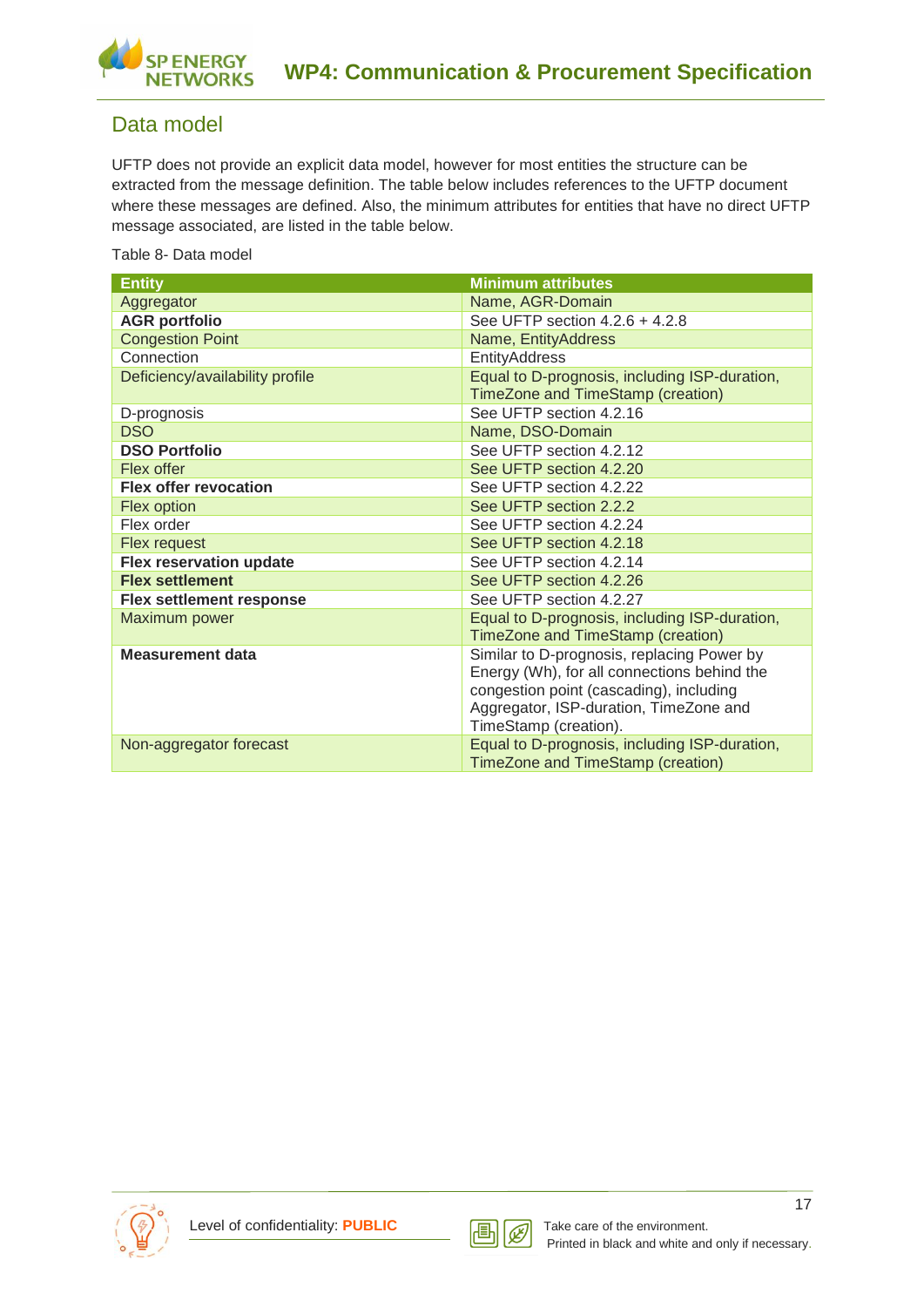## Data model

UFTP does not provide an explicit data model, however for most entities the structure can be extracted from the message definition. The table below includes references to the UFTP document where these messages are defined. Also, the minimum attributes for entities that have no direct UFTP message associated, are listed in the table below.

Table 8- Data model

| Entity | Minimum attributes |
|---|---|
| Aggregator | Name, AGR-Domain |
| **AGR portfolio** | See UFTP section 4.2.6 + 4.2.8 |
| Congestion Point | Name, EntityAddress |
| Connection | EntityAddress |
| Deficiency/availability profile | Equal to D-prognosis, including ISP-duration, TimeZone and TimeStamp (creation) |
| D-prognosis | See UFTP section 4.2.16 |
| DSO | Name, DSO-Domain |
| **DSO Portfolio** | See UFTP section 4.2.12 |
| Flex offer | See UFTP section 4.2.20 |
| **Flex offer revocation** | See UFTP section 4.2.22 |
| Flex option | See UFTP section 2.2.2 |
| Flex order | See UFTP section 4.2.24 |
| Flex request | See UFTP section 4.2.18 |
| **Flex reservation update** | See UFTP section 4.2.14 |
| **Flex settlement** | See UFTP section 4.2.26 |
| **Flex settlement response** | See UFTP section 4.2.27 |
| Maximum power | Equal to D-prognosis, including ISP-duration, TimeZone and TimeStamp (creation) |
| **Measurement data** | Similar to D-prognosis, replacing Power by Energy (Wh), for all connections behind the congestion point (cascading), including Aggregator, ISP-duration, TimeZone and TimeStamp (creation). |
| Non-aggregator forecast | Equal to D-prognosis, including ISP-duration, TimeZone and TimeStamp (creation) |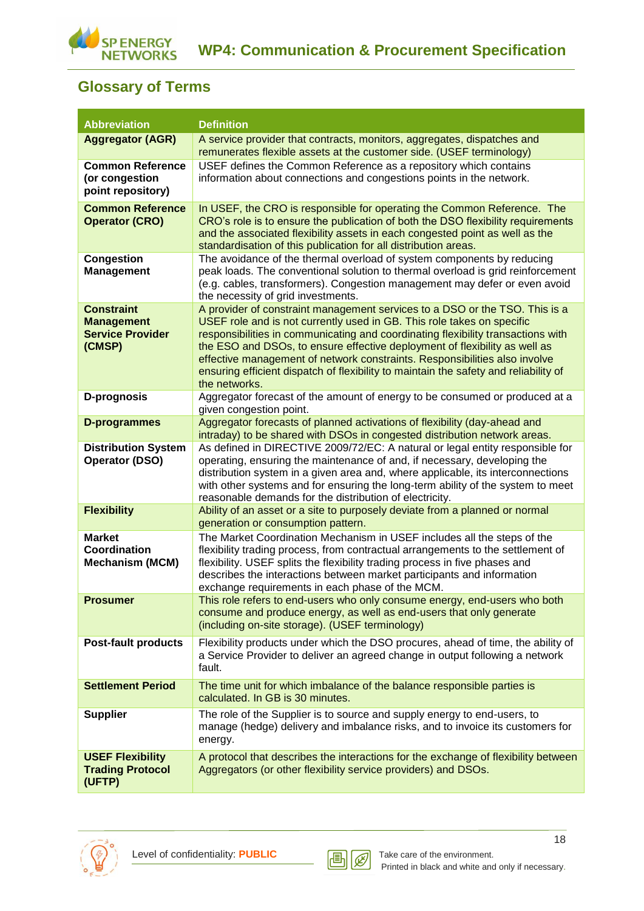## Glossary of Terms

| Abbreviation | Definition |
|---|---|
| **Aggregator (AGR)** | A service provider that contracts, monitors, aggregates, dispatches and remunerates flexible assets at the customer side. (USEF terminology) |
| **Common Reference (or congestion point repository)** | USEF defines the Common Reference as a repository which contains information about connections and congestions points in the network. |
| **Common Reference Operator (CRO)** | In USEF, the CRO is responsible for operating the Common Reference. The CRO's role is to ensure the publication of both the DSO flexibility requirements and the associated flexibility assets in each congested point as well as the standardisation of this publication for all distribution areas. |
| **Congestion Management** | The avoidance of the thermal overload of system components by reducing peak loads. The conventional solution to thermal overload is grid reinforcement (e.g. cables, transformers). Congestion management may defer or even avoid the necessity of grid investments. |
| **Constraint Management Service Provider (CMSP)** | A provider of constraint management services to a DSO or the TSO. This is a USEF role and is not currently used in GB. This role takes on specific responsibilities in communicating and coordinating flexibility transactions with the ESO and DSOs, to ensure effective deployment of flexibility as well as effective management of network constraints. Responsibilities also involve ensuring efficient dispatch of flexibility to maintain the safety and reliability of the networks. |
| **D-prognosis** | Aggregator forecast of the amount of energy to be consumed or produced at a given congestion point. |
| **D-programmes** | Aggregator forecasts of planned activations of flexibility (day-ahead and intraday) to be shared with DSOs in congested distribution network areas. |
| **Distribution System Operator (DSO)** | As defined in DIRECTIVE 2009/72/EC: A natural or legal entity responsible for operating, ensuring the maintenance of and, if necessary, developing the distribution system in a given area and, where applicable, its interconnections with other systems and for ensuring the long-term ability of the system to meet reasonable demands for the distribution of electricity. |
| **Flexibility** | Ability of an asset or a site to purposely deviate from a planned or normal generation or consumption pattern. |
| **Market Coordination Mechanism (MCM)** | The Market Coordination Mechanism in USEF includes all the steps of the flexibility trading process, from contractual arrangements to the settlement of flexibility. USEF splits the flexibility trading process in five phases and describes the interactions between market participants and information exchange requirements in each phase of the MCM. |
| **Prosumer** | This role refers to end-users who only consume energy, end-users who both consume and produce energy, as well as end-users that only generate (including on-site storage). (USEF terminology) |
| **Post-fault products** | Flexibility products under which the DSO procures, ahead of time, the ability of a Service Provider to deliver an agreed change in output following a network fault. |
| **Settlement Period** | The time unit for which imbalance of the balance responsible parties is calculated. In GB is 30 minutes. |
| **Supplier** | The role of the Supplier is to source and supply energy to end-users, to manage (hedge) delivery and imbalance risks, and to invoice its customers for energy. |
| **USEF Flexibility Trading Protocol (UFTP)** | A protocol that describes the interactions for the exchange of flexibility between Aggregators (or other flexibility service providers) and DSOs. |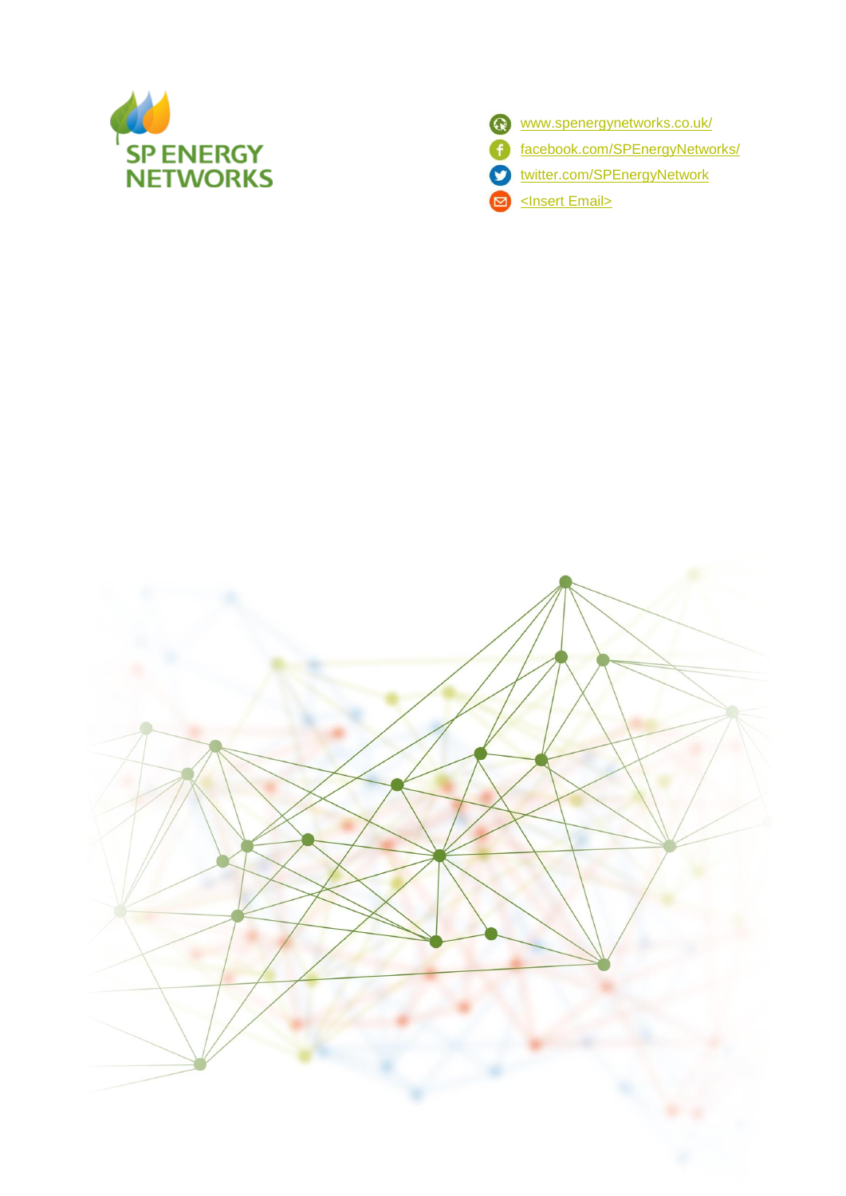SP ENERGY NETWORKS

www.spenergynetworks.co.uk/

facebook.com/SPEnergyNetworks/

twitter.com/SPEnergyNetwork

<Insert Email>